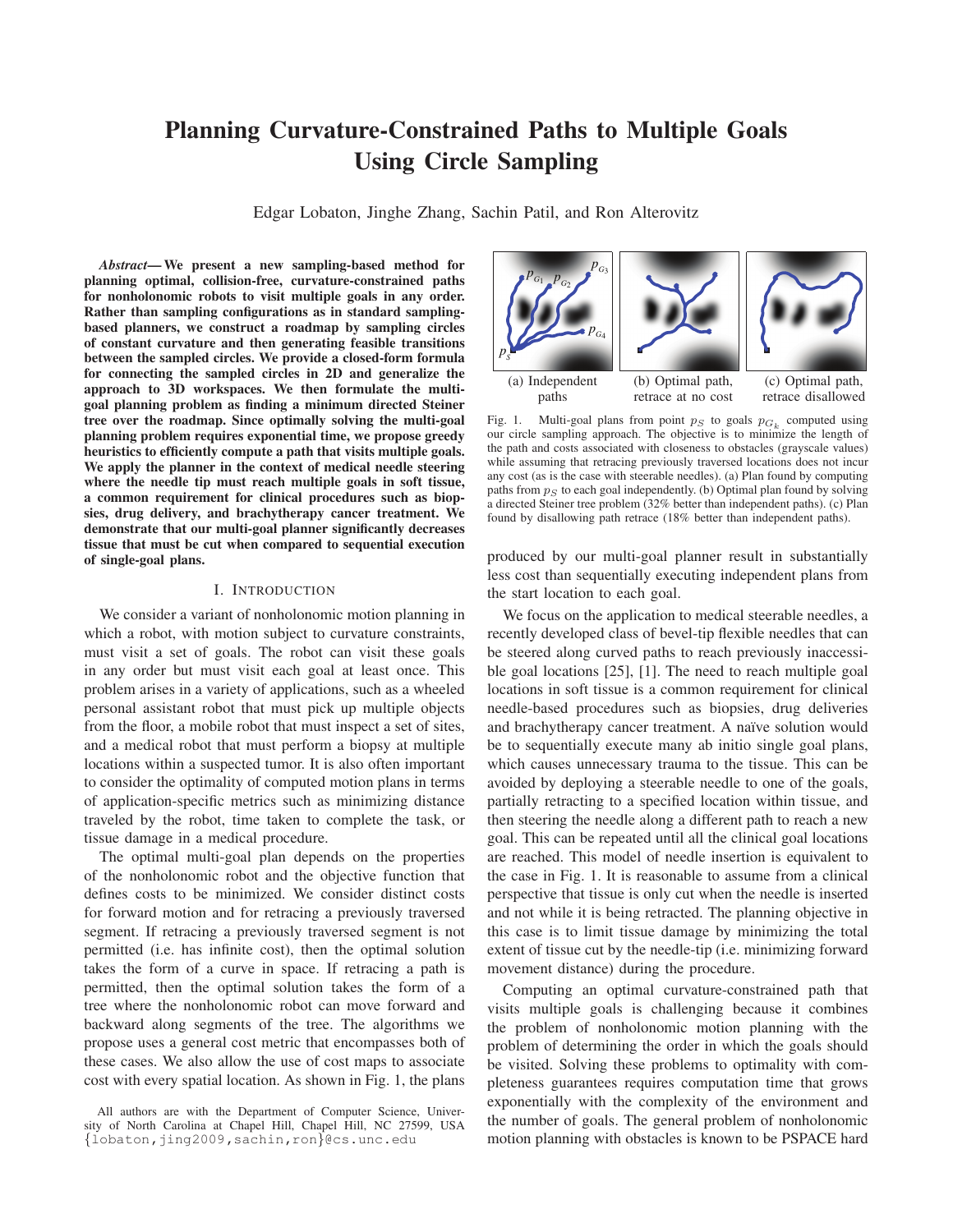# Planning Curvature-Constrained Paths to Multiple Goals Using Circle Sampling

Edgar Lobaton, Jinghe Zhang, Sachin Patil, and Ron Alterovitz

***Abstract*— We present a new sampling-based method for planning optimal, collision-free, curvature-constrained paths for nonholonomic robots to visit multiple goals in any order. Rather than sampling configurations as in standard sampling-based planners, we construct a roadmap by sampling circles of constant curvature and then generating feasible transitions between the sampled circles. We provide a closed-form formula for connecting the sampled circles in 2D and generalize the approach to 3D workspaces. We then formulate the multi-goal planning problem as finding a minimum directed Steiner tree over the roadmap. Since optimally solving the multi-goal planning problem requires exponential time, we propose greedy heuristics to efficiently compute a path that visits multiple goals. We apply the planner in the context of medical needle steering where the needle tip must reach multiple goals in soft tissue, a common requirement for clinical procedures such as biopsies, drug delivery, and brachytherapy cancer treatment. We demonstrate that our multi-goal planner significantly decreases tissue that must be cut when compared to sequential execution of single-goal plans.**

## I. Introduction

We consider a variant of nonholonomic motion planning in which a robot, with motion subject to curvature constraints, must visit a set of goals. The robot can visit these goals in any order but must visit each goal at least once. This problem arises in a variety of applications, such as a wheeled personal assistant robot that must pick up multiple objects from the floor, a mobile robot that must inspect a set of sites, and a medical robot that must perform a biopsy at multiple locations within a suspected tumor. It is also often important to consider the optimality of computed motion plans in terms of application-specific metrics such as minimizing distance traveled by the robot, time taken to complete the task, or tissue damage in a medical procedure.

The optimal multi-goal plan depends on the properties of the nonholonomic robot and the objective function that defines costs to be minimized. We consider distinct costs for forward motion and for retracing a previously traversed segment. If retracing a previously traversed segment is not permitted (i.e. has infinite cost), then the optimal solution takes the form of a curve in space. If retracing a path is permitted, then the optimal solution takes the form of a tree where the nonholonomic robot can move forward and backward along segments of the tree. The algorithms we propose uses a general cost metric that encompasses both of these cases. We also allow the use of cost maps to associate cost with every spatial location. As shown in Fig. 1, the plans produced by our multi-goal planner result in substantially less cost than sequentially executing independent plans from the start location to each goal.

$p_{G_1}$ $p_{G_2}$ $p_{G_3}$ $p_{G_4}$ $p_S$

(a) Independent paths (b) Optimal path, retrace at no cost (c) Optimal path, retrace disallowed

Fig. 1. Multi-goal plans from point $p_S$ to goals $p_{G_k}$ computed using our circle sampling approach. The objective is to minimize the length of the path and costs associated with closeness to obstacles (grayscale values) while assuming that retracing previously traversed locations does not incur any cost (as is the case with steerable needles). (a) Plan found by computing paths from $p_S$ to each goal independently. (b) Optimal plan found by solving a directed Steiner tree problem (32% better than independent paths). (c) Plan found by disallowing path retrace (18% better than independent paths).

We focus on the application to medical steerable needles, a recently developed class of bevel-tip flexible needles that can be steered along curved paths to reach previously inaccessible goal locations [25], [1]. The need to reach multiple goal locations in soft tissue is a common requirement for clinical needle-based procedures such as biopsies, drug deliveries and brachytherapy cancer treatment. A naïve solution would be to sequentially execute many ab initio single goal plans, which causes unnecessary trauma to the tissue. This can be avoided by deploying a steerable needle to one of the goals, partially retracting to a specified location within tissue, and then steering the needle along a different path to reach a new goal. This can be repeated until all the clinical goal locations are reached. This model of needle insertion is equivalent to the case in Fig. 1. It is reasonable to assume from a clinical perspective that tissue is only cut when the needle is inserted and not while it is being retracted. The planning objective in this case is to limit tissue damage by minimizing the total extent of tissue cut by the needle-tip (i.e. minimizing forward movement distance) during the procedure.

Computing an optimal curvature-constrained path that visits multiple goals is challenging because it combines the problem of nonholonomic motion planning with the problem of determining the order in which the goals should be visited. Solving these problems to optimality with completeness guarantees requires computation time that grows exponentially with the complexity of the environment and the number of goals. The general problem of nonholonomic motion planning with obstacles is known to be PSPACE hard

All authors are with the Department of Computer Science, University of North Carolina at Chapel Hill, Chapel Hill, NC 27599, USA {lobaton,jing2009,sachin,ron}@cs.unc.edu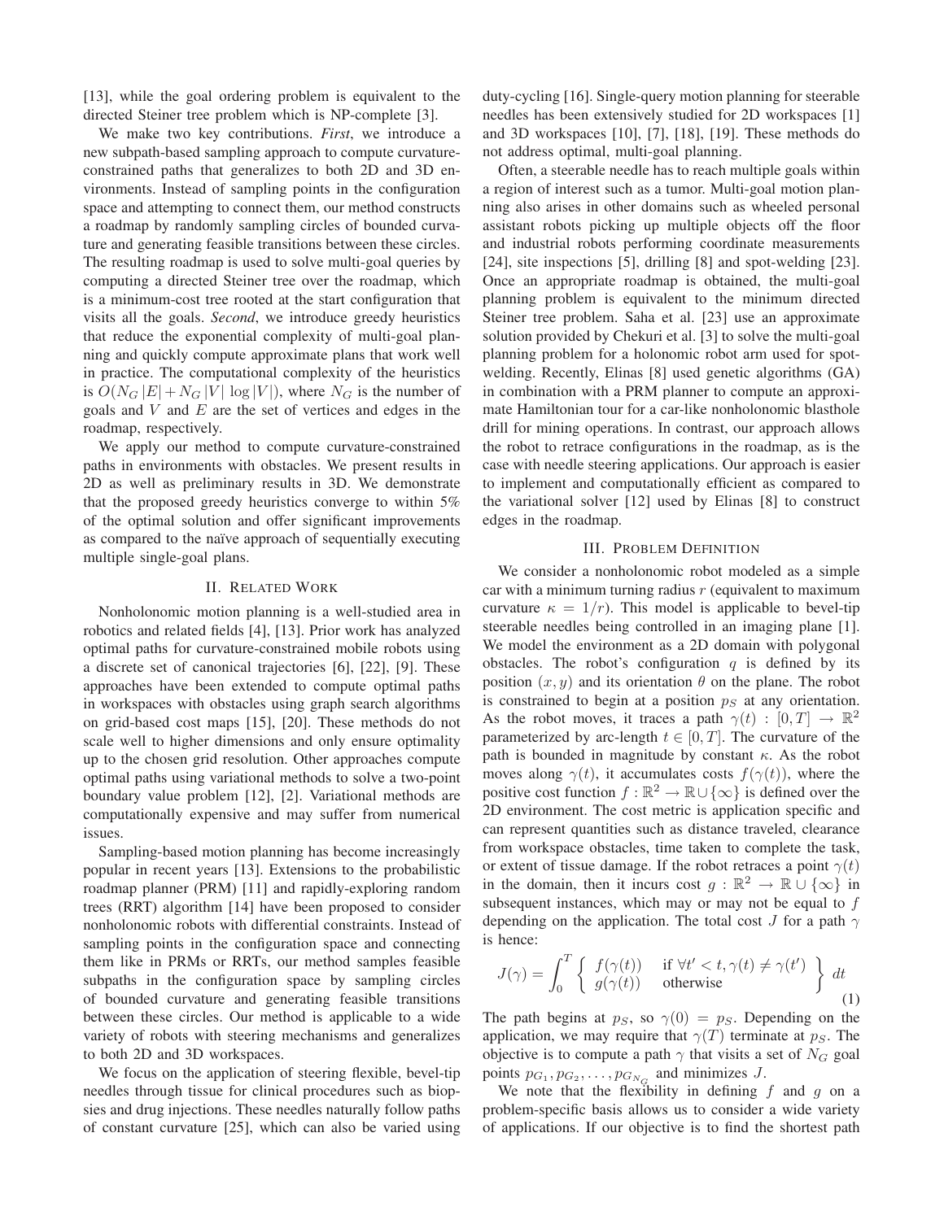[13], while the goal ordering problem is equivalent to the directed Steiner tree problem which is NP-complete [3].

We make two key contributions. *First*, we introduce a new subpath-based sampling approach to compute curvature-constrained paths that generalizes to both 2D and 3D environments. Instead of sampling points in the configuration space and attempting to connect them, our method constructs a roadmap by randomly sampling circles of bounded curvature and generating feasible transitions between these circles. The resulting roadmap is used to solve multi-goal queries by computing a directed Steiner tree over the roadmap, which is a minimum-cost tree rooted at the start configuration that visits all the goals. *Second*, we introduce greedy heuristics that reduce the exponential complexity of multi-goal planning and quickly compute approximate plans that work well in practice. The computational complexity of the heuristics is $O(N_G |E| + N_G |V| \log |V|)$, where $N_G$ is the number of goals and $V$ and $E$ are the set of vertices and edges in the roadmap, respectively.

We apply our method to compute curvature-constrained paths in environments with obstacles. We present results in 2D as well as preliminary results in 3D. We demonstrate that the proposed greedy heuristics converge to within 5% of the optimal solution and offer significant improvements as compared to the naïve approach of sequentially executing multiple single-goal plans.

## II. Related Work

Nonholonomic motion planning is a well-studied area in robotics and related fields [4], [13]. Prior work has analyzed optimal paths for curvature-constrained mobile robots using a discrete set of canonical trajectories [6], [22], [9]. These approaches have been extended to compute optimal paths in workspaces with obstacles using graph search algorithms on grid-based cost maps [15], [20]. These methods do not scale well to higher dimensions and only ensure optimality up to the chosen grid resolution. Other approaches compute optimal paths using variational methods to solve a two-point boundary value problem [12], [2]. Variational methods are computationally expensive and may suffer from numerical issues.

Sampling-based motion planning has become increasingly popular in recent years [13]. Extensions to the probabilistic roadmap planner (PRM) [11] and rapidly-exploring random trees (RRT) algorithm [14] have been proposed to consider nonholonomic robots with differential constraints. Instead of sampling points in the configuration space and connecting them like in PRMs or RRTs, our method samples feasible subpaths in the configuration space by sampling circles of bounded curvature and generating feasible transitions between these circles. Our method is applicable to a wide variety of robots with steering mechanisms and generalizes to both 2D and 3D workspaces.

We focus on the application of steering flexible, bevel-tip needles through tissue for clinical procedures such as biopsies and drug injections. These needles naturally follow paths of constant curvature [25], which can also be varied using duty-cycling [16]. Single-query motion planning for steerable needles has been extensively studied for 2D workspaces [1] and 3D workspaces [10], [7], [18], [19]. These methods do not address optimal, multi-goal planning.

Often, a steerable needle has to reach multiple goals within a region of interest such as a tumor. Multi-goal motion planning also arises in other domains such as wheeled personal assistant robots picking up multiple objects off the floor and industrial robots performing coordinate measurements [24], site inspections [5], drilling [8] and spot-welding [23]. Once an appropriate roadmap is obtained, the multi-goal planning problem is equivalent to the minimum directed Steiner tree problem. Saha et al. [23] use an approximate solution provided by Chekuri et al. [3] to solve the multi-goal planning problem for a holonomic robot arm used for spot-welding. Recently, Elinas [8] used genetic algorithms (GA) in combination with a PRM planner to compute an approximate Hamiltonian tour for a car-like nonholonomic blasthole drill for mining operations. In contrast, our approach allows the robot to retrace configurations in the roadmap, as is the case with needle steering applications. Our approach is easier to implement and computationally efficient as compared to the variational solver [12] used by Elinas [8] to construct edges in the roadmap.

## III. Problem Definition

We consider a nonholonomic robot modeled as a simple car with a minimum turning radius $r$ (equivalent to maximum curvature $\kappa = 1/r$). This model is applicable to bevel-tip steerable needles being controlled in an imaging plane [1]. We model the environment as a 2D domain with polygonal obstacles. The robot's configuration $q$ is defined by its position $(x, y)$ and its orientation $\theta$ on the plane. The robot is constrained to begin at a position $p_S$ at any orientation. As the robot moves, it traces a path $\gamma(t) : [0, T] \rightarrow \mathbb{R}^2$ parameterized by arc-length $t \in [0, T]$. The curvature of the path is bounded in magnitude by constant $\kappa$. As the robot moves along $\gamma(t)$, it accumulates costs $f(\gamma(t))$, where the positive cost function $f : \mathbb{R}^2 \rightarrow \mathbb{R} \cup \{\infty\}$ is defined over the 2D environment. The cost metric is application specific and can represent quantities such as distance traveled, clearance from workspace obstacles, time taken to complete the task, or extent of tissue damage. If the robot retraces a point $\gamma(t)$ in the domain, then it incurs cost $g : \mathbb{R}^2 \rightarrow \mathbb{R} \cup \{\infty\}$ in subsequent instances, which may or may not be equal to $f$ depending on the application. The total cost $J$ for a path $\gamma$ is hence:

$$J(\gamma) = \int_0^T \left\{ \begin{array}{ll} f(\gamma(t)) & \text{if } \forall t' < t, \gamma(t) \neq \gamma(t') \\ g(\gamma(t)) & \text{otherwise} \end{array} \right\} dt \tag{1}$$

The path begins at $p_S$, so $\gamma(0) = p_S$. Depending on the application, we may require that $\gamma(T)$ terminate at $p_S$. The objective is to compute a path $\gamma$ that visits a set of $N_G$ goal points $p_{G_1}, p_{G_2}, \ldots, p_{G_{N_G}}$ and minimizes $J$.

We note that the flexibility in defining $f$ and $g$ on a problem-specific basis allows us to consider a wide variety of applications. If our objective is to find the shortest path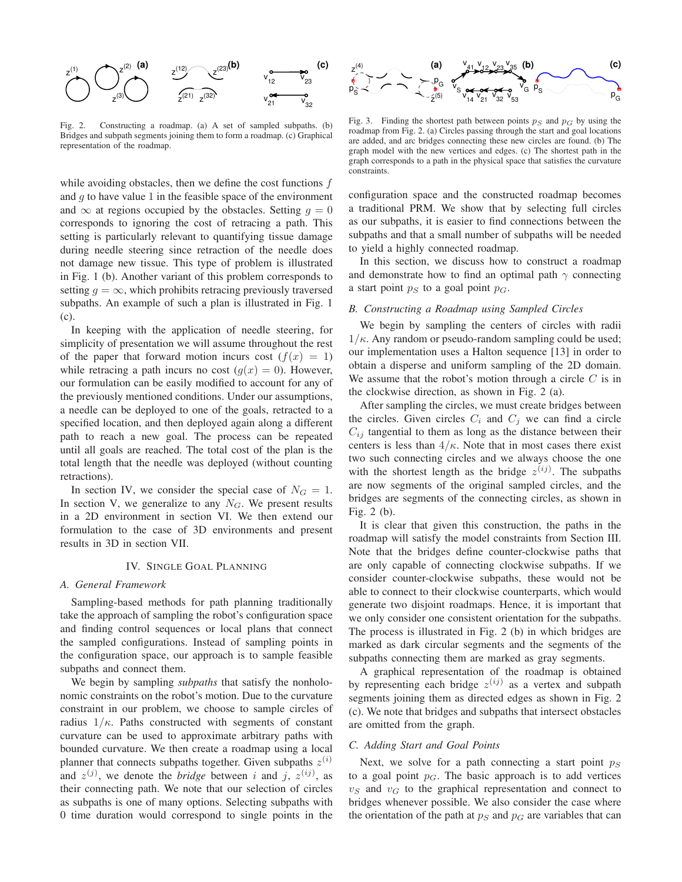Fig. 2. Constructing a roadmap. (a) A set of sampled subpaths. (b) Bridges and subpath segments joining them to form a roadmap. (c) Graphical representation of the roadmap.

Fig. 3. Finding the shortest path between points $p_S$ and $p_G$ by using the roadmap from Fig. 2. (a) Circles passing through the start and goal locations are added, and arc bridges connecting these new circles are found. (b) The graph model with the new vertices and edges. (c) The shortest path in the graph corresponds to a path in the physical space that satisfies the curvature constraints.

while avoiding obstacles, then we define the cost functions $f$ and $g$ to have value 1 in the feasible space of the environment and $\infty$ at regions occupied by the obstacles. Setting $g = 0$ corresponds to ignoring the cost of retracing a path. This setting is particularly relevant to quantifying tissue damage during needle steering since retraction of the needle does not damage new tissue. This type of problem is illustrated in Fig. 1 (b). Another variant of this problem corresponds to setting $g = \infty$, which prohibits retracing previously traversed subpaths. An example of such a plan is illustrated in Fig. 1 (c).

In keeping with the application of needle steering, for simplicity of presentation we will assume throughout the rest of the paper that forward motion incurs cost ($f(x) = 1$) while retracing a path incurs no cost ($g(x) = 0$). However, our formulation can be easily modified to account for any of the previously mentioned conditions. Under our assumptions, a needle can be deployed to one of the goals, retracted to a specified location, and then deployed again along a different path to reach a new goal. The process can be repeated until all goals are reached. The total cost of the plan is the total length that the needle was deployed (without counting retractions).

In section IV, we consider the special case of $N_G = 1$. In section V, we generalize to any $N_G$. We present results in a 2D environment in section VI. We then extend our formulation to the case of 3D environments and present results in 3D in section VII.

## IV. Single Goal Planning

### A. General Framework

Sampling-based methods for path planning traditionally take the approach of sampling the robot's configuration space and finding control sequences or local plans that connect the sampled configurations. Instead of sampling points in the configuration space, our approach is to sample feasible subpaths and connect them.

We begin by sampling *subpaths* that satisfy the nonholonomic constraints on the robot's motion. Due to the curvature constraint in our problem, we choose to sample circles of radius $1/\kappa$. Paths constructed with segments of constant curvature can be used to approximate arbitrary paths with bounded curvature. We then create a roadmap using a local planner that connects subpaths together. Given subpaths $z^{(i)}$ and $z^{(j)}$, we denote the *bridge* between $i$ and $j$, $z^{(ij)}$, as their connecting path. We note that our selection of circles as subpaths is one of many options. Selecting subpaths with 0 time duration would correspond to single points in the configuration space and the constructed roadmap becomes a traditional PRM. We show that by selecting full circles as our subpaths, it is easier to find connections between the subpaths and that a small number of subpaths will be needed to yield a highly connected roadmap.

In this section, we discuss how to construct a roadmap and demonstrate how to find an optimal path $\gamma$ connecting a start point $p_S$ to a goal point $p_G$.

### B. Constructing a Roadmap using Sampled Circles

We begin by sampling the centers of circles with radii $1/\kappa$. Any random or pseudo-random sampling could be used; our implementation uses a Halton sequence [13] in order to obtain a disperse and uniform sampling of the 2D domain. We assume that the robot's motion through a circle $C$ is in the clockwise direction, as shown in Fig. 2 (a).

After sampling the circles, we must create bridges between the circles. Given circles $C_i$ and $C_j$ we can find a circle $C_{ij}$ tangential to them as long as the distance between their centers is less than $4/\kappa$. Note that in most cases there exist two such connecting circles and we always choose the one with the shortest length as the bridge $z^{(ij)}$. The subpaths are now segments of the original sampled circles, and the bridges are segments of the connecting circles, as shown in Fig. 2 (b).

It is clear that given this construction, the paths in the roadmap will satisfy the model constraints from Section III. Note that the bridges define counter-clockwise paths that are only capable of connecting clockwise subpaths. If we consider counter-clockwise subpaths, these would not be able to connect to their clockwise counterparts, which would generate two disjoint roadmaps. Hence, it is important that we only consider one consistent orientation for the subpaths. The process is illustrated in Fig. 2 (b) in which bridges are marked as dark circular segments and the segments of the subpaths connecting them are marked as gray segments.

A graphical representation of the roadmap is obtained by representing each bridge $z^{(ij)}$ as a vertex and subpath segments joining them as directed edges as shown in Fig. 2 (c). We note that bridges and subpaths that intersect obstacles are omitted from the graph.

### C. Adding Start and Goal Points

Next, we solve for a path connecting a start point $p_S$ to a goal point $p_G$. The basic approach is to add vertices $v_S$ and $v_G$ to the graphical representation and connect to bridges whenever possible. We also consider the case where the orientation of the path at $p_S$ and $p_G$ are variables that can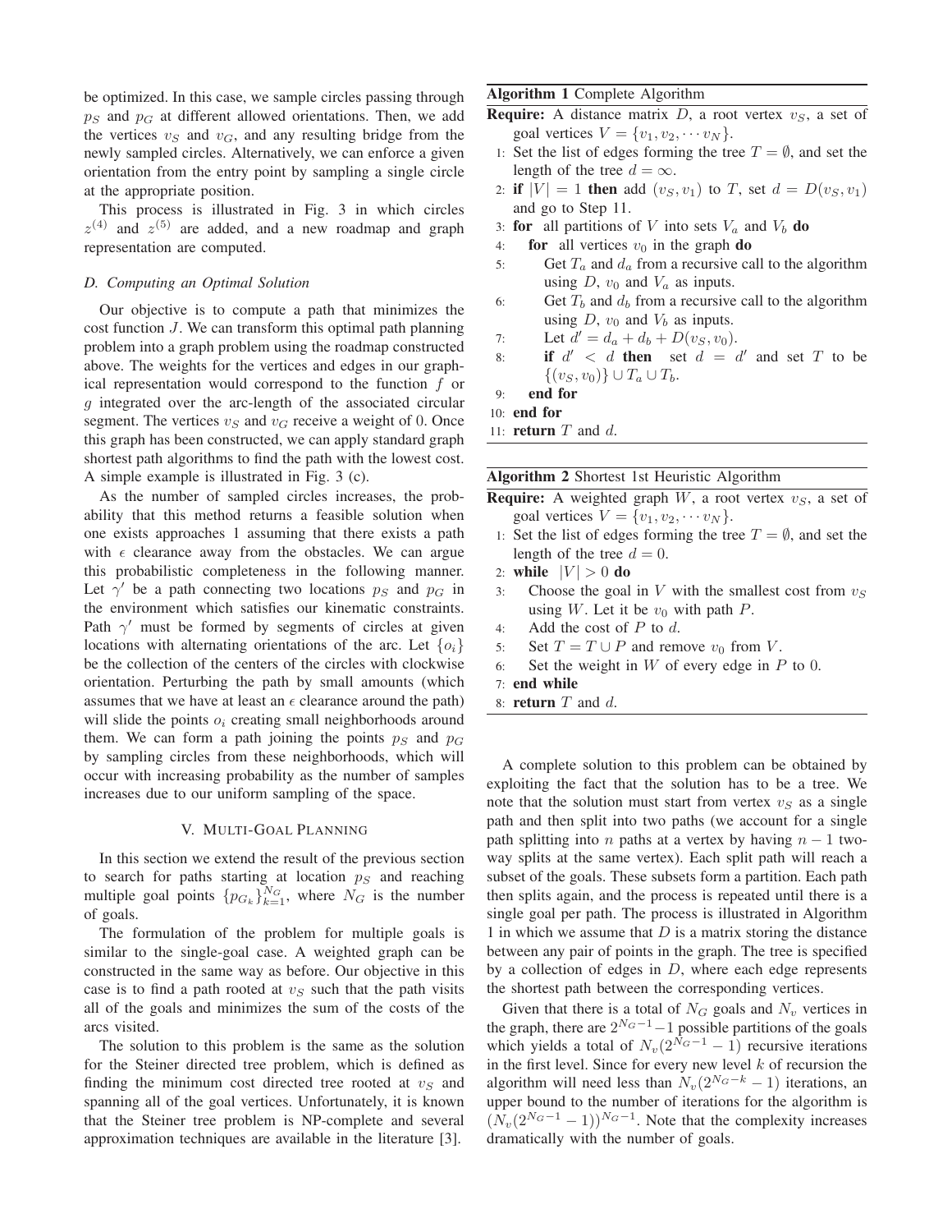be optimized. In this case, we sample circles passing through $p_S$ and $p_G$ at different allowed orientations. Then, we add the vertices $v_S$ and $v_G$, and any resulting bridge from the newly sampled circles. Alternatively, we can enforce a given orientation from the entry point by sampling a single circle at the appropriate position.

This process is illustrated in Fig. 3 in which circles $z^{(4)}$ and $z^{(5)}$ are added, and a new roadmap and graph representation are computed.

### *D. Computing an Optimal Solution*

Our objective is to compute a path that minimizes the cost function $J$. We can transform this optimal path planning problem into a graph problem using the roadmap constructed above. The weights for the vertices and edges in our graphical representation would correspond to the function $f$ or $g$ integrated over the arc-length of the associated circular segment. The vertices $v_S$ and $v_G$ receive a weight of 0. Once this graph has been constructed, we can apply standard graph shortest path algorithms to find the path with the lowest cost. A simple example is illustrated in Fig. 3 (c).

As the number of sampled circles increases, the probability that this method returns a feasible solution when one exists approaches 1 assuming that there exists a path with $\epsilon$ clearance away from the obstacles. We can argue this probabilistic completeness in the following manner. Let $\gamma'$ be a path connecting two locations $p_S$ and $p_G$ in the environment which satisfies our kinematic constraints. Path $\gamma'$ must be formed by segments of circles at given locations with alternating orientations of the arc. Let $\{o_i\}$ be the collection of the centers of the circles with clockwise orientation. Perturbing the path by small amounts (which assumes that we have at least an $\epsilon$ clearance around the path) will slide the points $o_i$ creating small neighborhoods around them. We can form a path joining the points $p_S$ and $p_G$ by sampling circles from these neighborhoods, which will occur with increasing probability as the number of samples increases due to our uniform sampling of the space.

## V. Multi-Goal Planning

In this section we extend the result of the previous section to search for paths starting at location $p_S$ and reaching multiple goal points $\{p_{G_k}\}_{k=1}^{N_G}$, where $N_G$ is the number of goals.

The formulation of the problem for multiple goals is similar to the single-goal case. A weighted graph can be constructed in the same way as before. Our objective in this case is to find a path rooted at $v_S$ such that the path visits all of the goals and minimizes the sum of the costs of the arcs visited.

The solution to this problem is the same as the solution for the Steiner directed tree problem, which is defined as finding the minimum cost directed tree rooted at $v_S$ and spanning all of the goal vertices. Unfortunately, it is known that the Steiner tree problem is NP-complete and several approximation techniques are available in the literature [3].

**Algorithm 1** Complete Algorithm

**Require:** A distance matrix $D$, a root vertex $v_S$, a set of goal vertices $V = \{v_1, v_2, \cdots v_N\}$.

1: Set the list of edges forming the tree $T = \emptyset$, and set the length of the tree $d = \infty$.
2: **if** $|V| = 1$ **then** add $(v_S, v_1)$ to $T$, set $d = D(v_S, v_1)$ and go to Step 11.
3: **for** all partitions of $V$ into sets $V_a$ and $V_b$ **do**
4: &nbsp;&nbsp;&nbsp;&nbsp;**for** all vertices $v_0$ in the graph **do**
5: &nbsp;&nbsp;&nbsp;&nbsp;&nbsp;&nbsp;&nbsp;&nbsp;Get $T_a$ and $d_a$ from a recursive call to the algorithm using $D$, $v_0$ and $V_a$ as inputs.
6: &nbsp;&nbsp;&nbsp;&nbsp;&nbsp;&nbsp;&nbsp;&nbsp;Get $T_b$ and $d_b$ from a recursive call to the algorithm using $D$, $v_0$ and $V_b$ as inputs.
7: &nbsp;&nbsp;&nbsp;&nbsp;&nbsp;&nbsp;&nbsp;&nbsp;Let $d' = d_a + d_b + D(v_S, v_0)$.
8: &nbsp;&nbsp;&nbsp;&nbsp;&nbsp;&nbsp;&nbsp;&nbsp;**if** $d' < d$ **then** set $d = d'$ and set $T$ to be $\{(v_S, v_0)\} \cup T_a \cup T_b$.
9: &nbsp;&nbsp;&nbsp;&nbsp;**end for**
10: **end for**
11: **return** $T$ and $d$.

**Algorithm 2** Shortest 1st Heuristic Algorithm

**Require:** A weighted graph $W$, a root vertex $v_S$, a set of goal vertices $V = \{v_1, v_2, \cdots v_N\}$.

1: Set the list of edges forming the tree $T = \emptyset$, and set the length of the tree $d = 0$.
2: **while** $|V| > 0$ **do**
3: &nbsp;&nbsp;&nbsp;&nbsp;Choose the goal in $V$ with the smallest cost from $v_S$ using $W$. Let it be $v_0$ with path $P$.
4: &nbsp;&nbsp;&nbsp;&nbsp;Add the cost of $P$ to $d$.
5: &nbsp;&nbsp;&nbsp;&nbsp;Set $T = T \cup P$ and remove $v_0$ from $V$.
6: &nbsp;&nbsp;&nbsp;&nbsp;Set the weight in $W$ of every edge in $P$ to 0.
7: **end while**
8: **return** $T$ and $d$.

A complete solution to this problem can be obtained by exploiting the fact that the solution has to be a tree. We note that the solution must start from vertex $v_S$ as a single path and then split into two paths (we account for a single path splitting into $n$ paths at a vertex by having $n-1$ two-way splits at the same vertex). Each split path will reach a subset of the goals. These subsets form a partition. Each path then splits again, and the process is repeated until there is a single goal per path. The process is illustrated in Algorithm 1 in which we assume that $D$ is a matrix storing the distance between any pair of points in the graph. The tree is specified by a collection of edges in $D$, where each edge represents the shortest path between the corresponding vertices.

Given that there is a total of $N_G$ goals and $N_v$ vertices in the graph, there are $2^{N_G-1}-1$ possible partitions of the goals which yields a total of $N_v(2^{N_G-1}-1)$ recursive iterations in the first level. Since for every new level $k$ of recursion the algorithm will need less than $N_v(2^{N_G-k}-1)$ iterations, an upper bound to the number of iterations for the algorithm is $(N_v(2^{N_G-1}-1))^{N_G-1}$. Note that the complexity increases dramatically with the number of goals.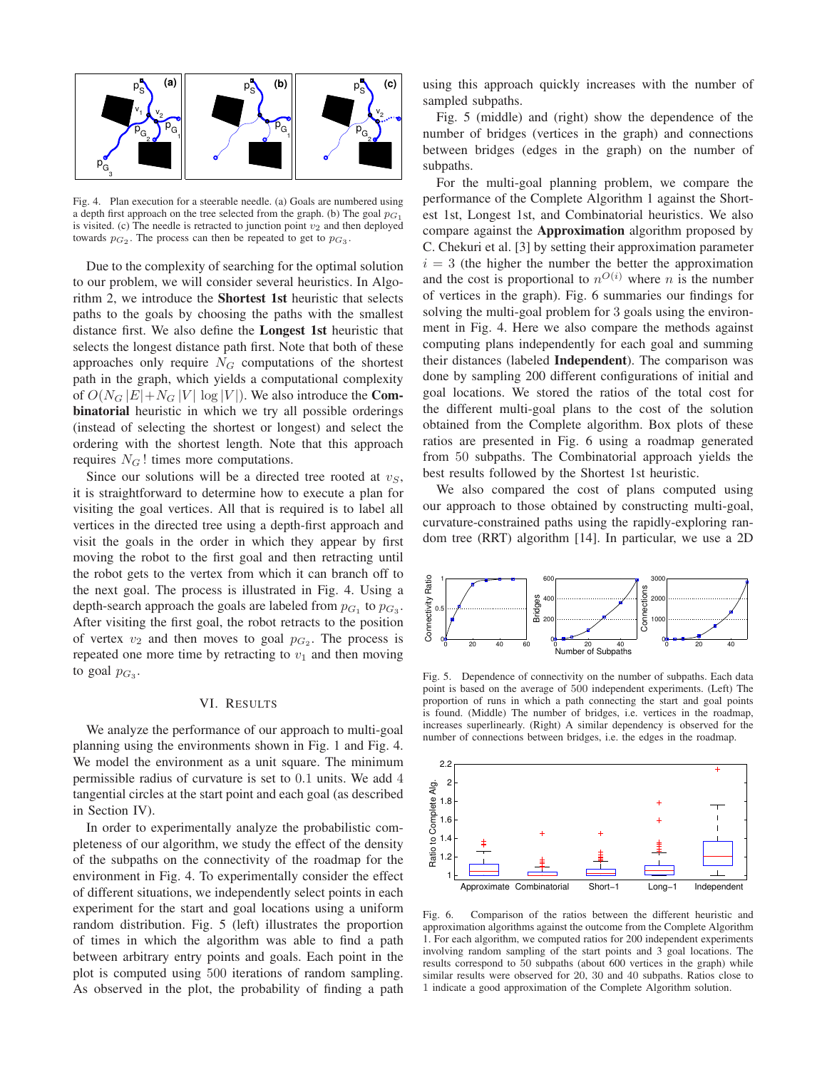Fig. 4. Plan execution for a steerable needle. (a) Goals are numbered using a depth first approach on the tree selected from the graph. (b) The goal $p_{G_1}$ is visited. (c) The needle is retracted to junction point $v_2$ and then deployed towards $p_{G_2}$. The process can then be repeated to get to $p_{G_3}$.

Due to the complexity of searching for the optimal solution to our problem, we will consider several heuristics. In Algorithm 2, we introduce the **Shortest 1st** heuristic that selects paths to the goals by choosing the paths with the smallest distance first. We also define the **Longest 1st** heuristic that selects the longest distance path first. Note that both of these approaches only require $N_G$ computations of the shortest path in the graph, which yields a computational complexity of $O(N_G\,|E|{+}N_G\,|V|\,\log|V|)$. We also introduce the **Combinatorial** heuristic in which we try all possible orderings (instead of selecting the shortest or longest) and select the ordering with the shortest length. Note that this approach requires $N_G\,!$ times more computations.

Since our solutions will be a directed tree rooted at $v_S$, it is straightforward to determine how to execute a plan for visiting the goal vertices. All that is required is to label all vertices in the directed tree using a depth-first approach and visit the goals in the order in which they appear by first moving the robot to the first goal and then retracting until the robot gets to the vertex from which it can branch off to the next goal. The process is illustrated in Fig. 4. Using a depth-search approach the goals are labeled from $p_{G_1}$ to $p_{G_3}$. After visiting the first goal, the robot retracts to the position of vertex $v_2$ and then moves to goal $p_{G_2}$. The process is repeated one more time by retracting to $v_1$ and then moving to goal $p_{G_3}$.

## VI. Results

We analyze the performance of our approach to multi-goal planning using the environments shown in Fig. 1 and Fig. 4. We model the environment as a unit square. The minimum permissible radius of curvature is set to $0.1$ units. We add $4$ tangential circles at the start point and each goal (as described in Section IV).

In order to experimentally analyze the probabilistic completeness of our algorithm, we study the effect of the density of the subpaths on the connectivity of the roadmap for the environment in Fig. 4. To experimentally consider the effect of different situations, we independently select points in each experiment for the start and goal locations using a uniform random distribution. Fig. 5 (left) illustrates the proportion of times in which the algorithm was able to find a path between arbitrary entry points and goals. Each point in the plot is computed using $500$ iterations of random sampling. As observed in the plot, the probability of finding a path using this approach quickly increases with the number of sampled subpaths.

Fig. 5 (middle) and (right) show the dependence of the number of bridges (vertices in the graph) and connections between bridges (edges in the graph) on the number of subpaths.

For the multi-goal planning problem, we compare the performance of the Complete Algorithm 1 against the Shortest 1st, Longest 1st, and Combinatorial heuristics. We also compare against the **Approximation** algorithm proposed by C. Chekuri et al. [3] by setting their approximation parameter $i = 3$ (the higher the number the better the approximation and the cost is proportional to $n^{O(i)}$ where $n$ is the number of vertices in the graph). Fig. 6 summaries our findings for solving the multi-goal problem for $3$ goals using the environment in Fig. 4. Here we also compare the methods against computing plans independently for each goal and summing their distances (labeled **Independent**). The comparison was done by sampling 200 different configurations of initial and goal locations. We stored the ratios of the total cost for the different multi-goal plans to the cost of the solution obtained from the Complete algorithm. Box plots of these ratios are presented in Fig. 6 using a roadmap generated from $50$ subpaths. The Combinatorial approach yields the best results followed by the Shortest 1st heuristic.

We also compared the cost of plans computed using our approach to those obtained by constructing multi-goal, curvature-constrained paths using the rapidly-exploring random tree (RRT) algorithm [14]. In particular, we use a 2D

Fig. 5. Dependence of connectivity on the number of subpaths. Each data point is based on the average of 500 independent experiments. (Left) The proportion of runs in which a path connecting the start and goal points is found. (Middle) The number of bridges, i.e. vertices in the roadmap, increases superlinearly. (Right) A similar dependency is observed for the number of connections between bridges, i.e. the edges in the roadmap.

Fig. 6. Comparison of the ratios between the different heuristic and approximation algorithms against the outcome from the Complete Algorithm 1. For each algorithm, we computed ratios for 200 independent experiments involving random sampling of the start points and 3 goal locations. The results correspond to 50 subpaths (about 600 vertices in the graph) while similar results were observed for 20, 30 and 40 subpaths. Ratios close to 1 indicate a good approximation of the Complete Algorithm solution.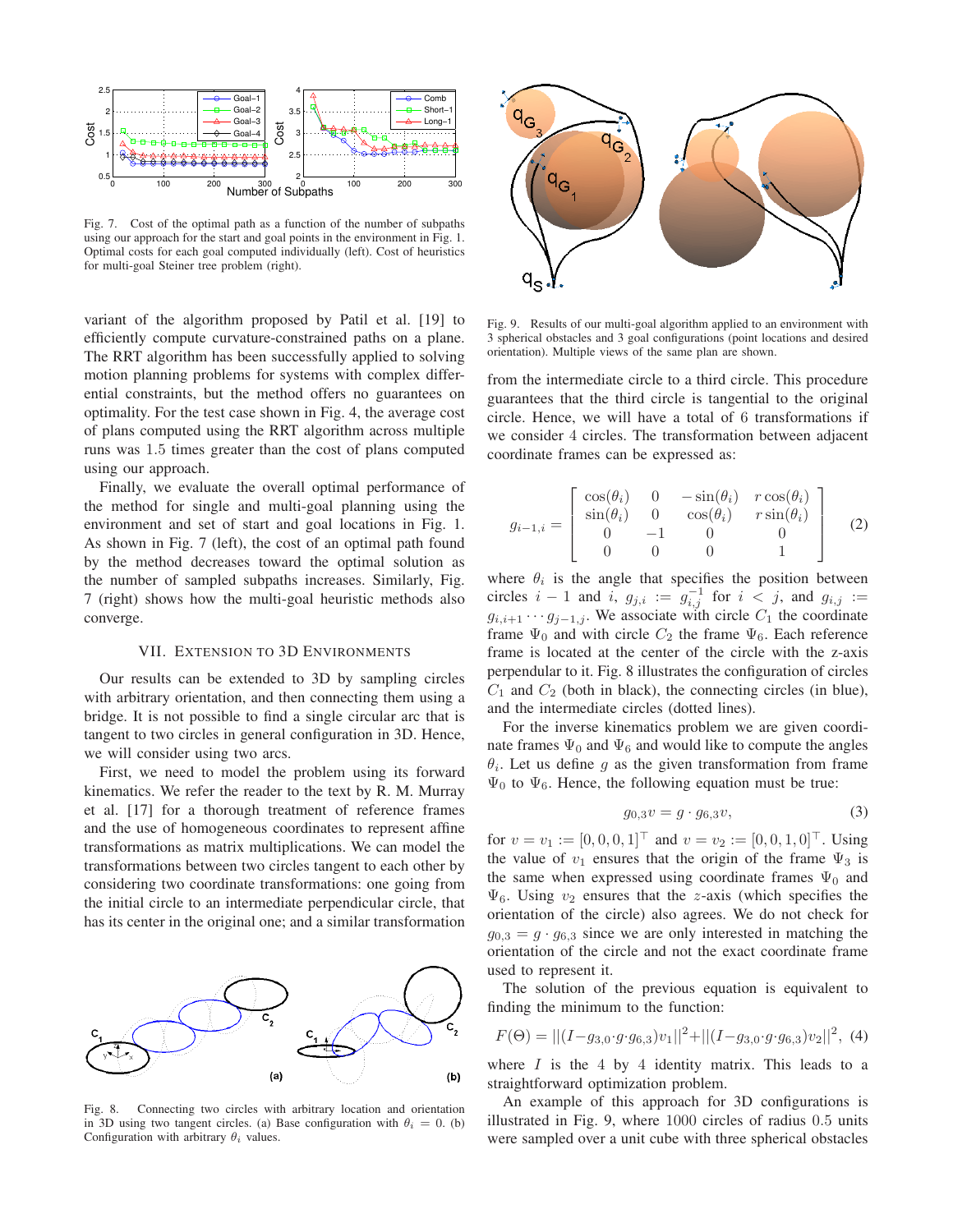Fig. 7. Cost of the optimal path as a function of the number of subpaths using our approach for the start and goal points in the environment in Fig. 1. Optimal costs for each goal computed individually (left). Cost of heuristics for multi-goal Steiner tree problem (right).

variant of the algorithm proposed by Patil et al. [19] to efficiently compute curvature-constrained paths on a plane. The RRT algorithm has been successfully applied to solving motion planning problems for systems with complex differential constraints, but the method offers no guarantees on optimality. For the test case shown in Fig. 4, the average cost of plans computed using the RRT algorithm across multiple runs was 1.5 times greater than the cost of plans computed using our approach.

Finally, we evaluate the overall optimal performance of the method for single and multi-goal planning using the environment and set of start and goal locations in Fig. 1. As shown in Fig. 7 (left), the cost of an optimal path found by the method decreases toward the optimal solution as the number of sampled subpaths increases. Similarly, Fig. 7 (right) shows how the multi-goal heuristic methods also converge.

## VII. Extension to 3D Environments

Our results can be extended to 3D by sampling circles with arbitrary orientation, and then connecting them using a bridge. It is not possible to find a single circular arc that is tangent to two circles in general configuration in 3D. Hence, we will consider using two arcs.

First, we need to model the problem using its forward kinematics. We refer the reader to the text by R. M. Murray et al. [17] for a thorough treatment of reference frames and the use of homogeneous coordinates to represent affine transformations as matrix multiplications. We can model the transformations between two circles tangent to each other by considering two coordinate transformations: one going from the initial circle to an intermediate perpendicular circle, that has its center in the original one; and a similar transformation from the intermediate circle to a third circle. This procedure guarantees that the third circle is tangential to the original circle. Hence, we will have a total of 6 transformations if we consider 4 circles. The transformation between adjacent coordinate frames can be expressed as:

$$g_{i-1,i} = \begin{bmatrix} \cos(\theta_i) & 0 & -\sin(\theta_i) & r\cos(\theta_i) \\ \sin(\theta_i) & 0 & \cos(\theta_i) & r\sin(\theta_i) \\ 0 & -1 & 0 & 0 \\ 0 & 0 & 0 & 1 \end{bmatrix} \quad (2)$$

where $\theta_i$ is the angle that specifies the position between circles $i-1$ and $i$, $g_{j,i} := g_{i,j}^{-1}$ for $i < j$, and $g_{i,j} := g_{i,i+1} \cdots g_{j-1,j}$. We associate with circle $C_1$ the coordinate frame $\Psi_0$ and with circle $C_2$ the frame $\Psi_6$. Each reference frame is located at the center of the circle with the z-axis perpendicular to it. Fig. 8 illustrates the configuration of circles $C_1$ and $C_2$ (both in black), the connecting circles (in blue), and the intermediate circles (dotted lines).

For the inverse kinematics problem we are given coordinate frames $\Psi_0$ and $\Psi_6$ and would like to compute the angles $\theta_i$. Let us define $g$ as the given transformation from frame $\Psi_0$ to $\Psi_6$. Hence, the following equation must be true:

$$g_{0,3}v = g \cdot g_{6,3}v, \quad (3)$$

for $v = v_1 := [0, 0, 0, 1]^\top$ and $v = v_2 := [0, 0, 1, 0]^\top$. Using the value of $v_1$ ensures that the origin of the frame $\Psi_3$ is the same when expressed using coordinate frames $\Psi_0$ and $\Psi_6$. Using $v_2$ ensures that the $z$-axis (which specifies the orientation of the circle) also agrees. We do not check for $g_{0,3} = g \cdot g_{6,3}$ since we are only interested in matching the orientation of the circle and not the exact coordinate frame used to represent it.

The solution of the previous equation is equivalent to finding the minimum to the function:

$$F(\Theta) = ||(I - g_{3,0} \cdot g \cdot g_{6,3})v_1||^2 + ||(I - g_{3,0} \cdot g \cdot g_{6,3})v_2||^2, \quad (4)$$

where $I$ is the 4 by 4 identity matrix. This leads to a straightforward optimization problem.

An example of this approach for 3D configurations is illustrated in Fig. 9, where 1000 circles of radius 0.5 units were sampled over a unit cube with three spherical obstacles

Fig. 8. Connecting two circles with arbitrary location and orientation in 3D using two tangent circles. (a) Base configuration with $\theta_i = 0$. (b) Configuration with arbitrary $\theta_i$ values.

Fig. 9. Results of our multi-goal algorithm applied to an environment with 3 spherical obstacles and 3 goal configurations (point locations and desired orientation). Multiple views of the same plan are shown.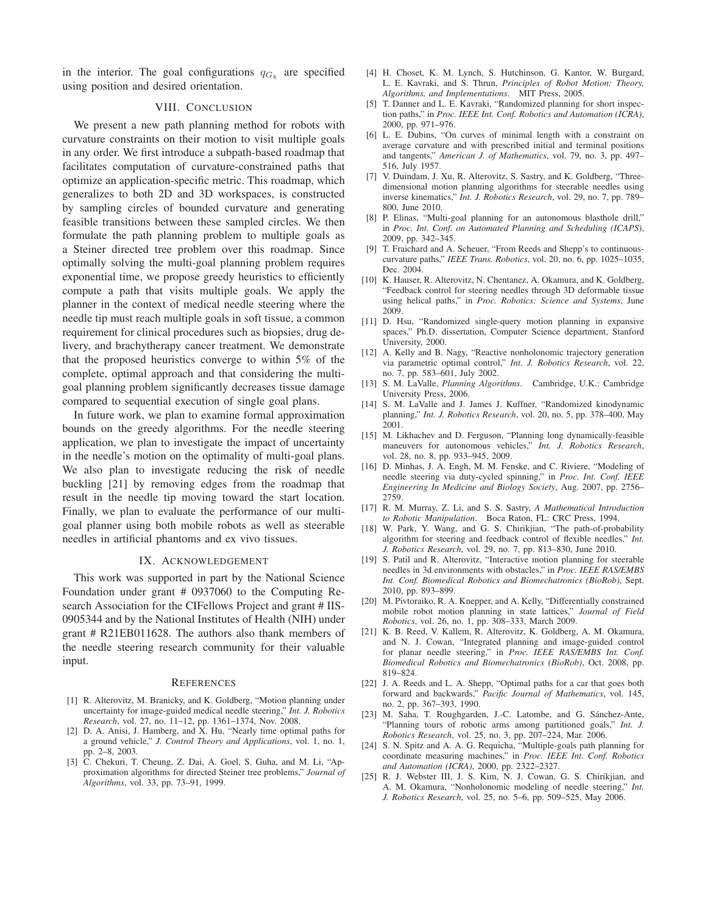in the interior. The goal configurations $q_{G_k}$ are specified using position and desired orientation.

## VIII. Conclusion

We present a new path planning method for robots with curvature constraints on their motion to visit multiple goals in any order. We first introduce a subpath-based roadmap that facilitates computation of curvature-constrained paths that optimize an application-specific metric. This roadmap, which generalizes to both 2D and 3D workspaces, is constructed by sampling circles of bounded curvature and generating feasible transitions between these sampled circles. We then formulate the path planning problem to multiple goals as a Steiner directed tree problem over this roadmap. Since optimally solving the multi-goal planning problem requires exponential time, we propose greedy heuristics to efficiently compute a path that visits multiple goals. We apply the planner in the context of medical needle steering where the needle tip must reach multiple goals in soft tissue, a common requirement for clinical procedures such as biopsies, drug delivery, and brachytherapy cancer treatment. We demonstrate that the proposed heuristics converge to within 5% of the complete, optimal approach and that considering the multi-goal planning problem significantly decreases tissue damage compared to sequential execution of single goal plans.

In future work, we plan to examine formal approximation bounds on the greedy algorithms. For the needle steering application, we plan to investigate the impact of uncertainty in the needle's motion on the optimality of multi-goal plans. We also plan to investigate reducing the risk of needle buckling [21] by removing edges from the roadmap that result in the needle tip moving toward the start location. Finally, we plan to evaluate the performance of our multi-goal planner using both mobile robots as well as steerable needles in artificial phantoms and ex vivo tissues.

## IX. Acknowledgement

This work was supported in part by the National Science Foundation under grant # 0937060 to the Computing Research Association for the CIFellows Project and grant # IIS-0905344 and by the National Institutes of Health (NIH) under grant # R21EB011628. The authors also thank members of the needle steering research community for their valuable input.

## References

[1] R. Alterovitz, M. Branicky, and K. Goldberg, "Motion planning under uncertainty for image-guided medical needle steering," *Int. J. Robotics Research*, vol. 27, no. 11–12, pp. 1361–1374, Nov. 2008.

[2] D. A. Anisi, J. Hamberg, and X. Hu, "Nearly time optimal paths for a ground vehicle," *J. Control Theory and Applications*, vol. 1, no. 1, pp. 2–8, 2003.

[3] C. Chekuri, T. Cheung, Z. Dai, A. Goel, S. Guha, and M. Li, "Approximation algorithms for directed Steiner tree problems," *Journal of Algorithms*, vol. 33, pp. 73–91, 1999.

[4] H. Choset, K. M. Lynch, S. Hutchinson, G. Kantor, W. Burgard, L. E. Kavraki, and S. Thrun, *Principles of Robot Motion: Theory, Algorithms, and Implementations*. MIT Press, 2005.

[5] T. Danner and L. E. Kavraki, "Randomized planning for short inspection paths," in *Proc. IEEE Int. Conf. Robotics and Automation (ICRA)*, 2000, pp. 971–976.

[6] L. E. Dubins, "On curves of minimal length with a constraint on average curvature and with prescribed initial and terminal positions and tangents," *American J. of Mathematics*, vol. 79, no. 3, pp. 497–516, July 1957.

[7] V. Duindam, J. Xu, R. Alterovitz, S. Sastry, and K. Goldberg, "Three-dimensional motion planning algorithms for steerable needles using inverse kinematics," *Int. J. Robotics Research*, vol. 29, no. 7, pp. 789–800, June 2010.

[8] P. Elinas, "Multi-goal planning for an autonomous blasthole drill," in *Proc. Int. Conf. on Automated Planning and Scheduling (ICAPS)*, 2009, pp. 342–345.

[9] T. Fraichard and A. Scheuer, "From Reeds and Shepp's to continuous-curvature paths," *IEEE Trans. Robotics*, vol. 20, no. 6, pp. 1025–1035, Dec. 2004.

[10] K. Hauser, R. Alterovitz, N. Chentanez, A. Okamura, and K. Goldberg, "Feedback control for steering needles through 3D deformable tissue using helical paths," in *Proc. Robotics: Science and Systems*, June 2009.

[11] D. Hsu, "Randomized single-query motion planning in expansive spaces," Ph.D. dissertation, Computer Science department, Stanford University, 2000.

[12] A. Kelly and B. Nagy, "Reactive nonholonomic trajectory generation via parametric optimal control," *Int. J. Robotics Research*, vol. 22, no. 7, pp. 583–601, July 2002.

[13] S. M. LaValle, *Planning Algorithms*. Cambridge, U.K.: Cambridge University Press, 2006.

[14] S. M. LaValle and J. James J. Kuffner, "Randomized kinodynamic planning," *Int. J. Robotics Research*, vol. 20, no. 5, pp. 378–400, May 2001.

[15] M. Likhachev and D. Ferguson, "Planning long dynamically-feasible maneuvers for autonomous vehicles," *Int. J. Robotics Research*, vol. 28, no. 8, pp. 933–945, 2009.

[16] D. Minhas, J. A. Engh, M. M. Fenske, and C. Riviere, "Modeling of needle steering via duty-cycled spinning," in *Proc. Int. Conf. IEEE Engineering In Medicine and Biology Society*, Aug. 2007, pp. 2756–2759.

[17] R. M. Murray, Z. Li, and S. S. Sastry, *A Mathematical Introduction to Robotic Manipulation*. Boca Raton, FL: CRC Press, 1994.

[18] W. Park, Y. Wang, and G. S. Chirikjian, "The path-of-probability algorithm for steering and feedback control of flexible needles," *Int. J. Robotics Research*, vol. 29, no. 7, pp. 813–830, June 2010.

[19] S. Patil and R. Alterovitz, "Interactive motion planning for steerable needles in 3d environments with obstacles," in *Proc. IEEE RAS/EMBS Int. Conf. Biomedical Robotics and Biomechatronics (BioRob)*, Sept. 2010, pp. 893–899.

[20] M. Pivtoraiko, R. A. Knepper, and A. Kelly, "Differentially constrained mobile robot motion planning in state lattices," *Journal of Field Robotics*, vol. 26, no. 1, pp. 308–333, March 2009.

[21] K. B. Reed, V. Kallem, R. Alterovitz, K. Goldberg, A. M. Okamura, and N. J. Cowan, "Integrated planning and image-guided control for planar needle steering," in *Proc. IEEE RAS/EMBS Int. Conf. Biomedical Robotics and Biomechatronics (BioRob)*, Oct. 2008, pp. 819–824.

[22] J. A. Reeds and L. A. Shepp, "Optimal paths for a car that goes both forward and backwards," *Pacific Journal of Mathematics*, vol. 145, no. 2, pp. 367–393, 1990.

[23] M. Saha, T. Roughgarden, J.-C. Latombe, and G. Sánchez-Ante, "Planning tours of robotic arms among partitioned goals," *Int. J. Robotics Research*, vol. 25, no. 3, pp. 207–224, Mar. 2006.

[24] S. N. Spitz and A. A. G. Requicha, "Multiple-goals path planning for coordinate measuring machines," in *Proc. IEEE Int. Conf. Robotics and Automation (ICRA)*, 2000, pp. 2322–2327.

[25] R. J. Webster III, J. S. Kim, N. J. Cowan, G. S. Chirikjian, and A. M. Okamura, "Nonholonomic modeling of needle steering," *Int. J. Robotics Research*, vol. 25, no. 5–6, pp. 509–525, May 2006.